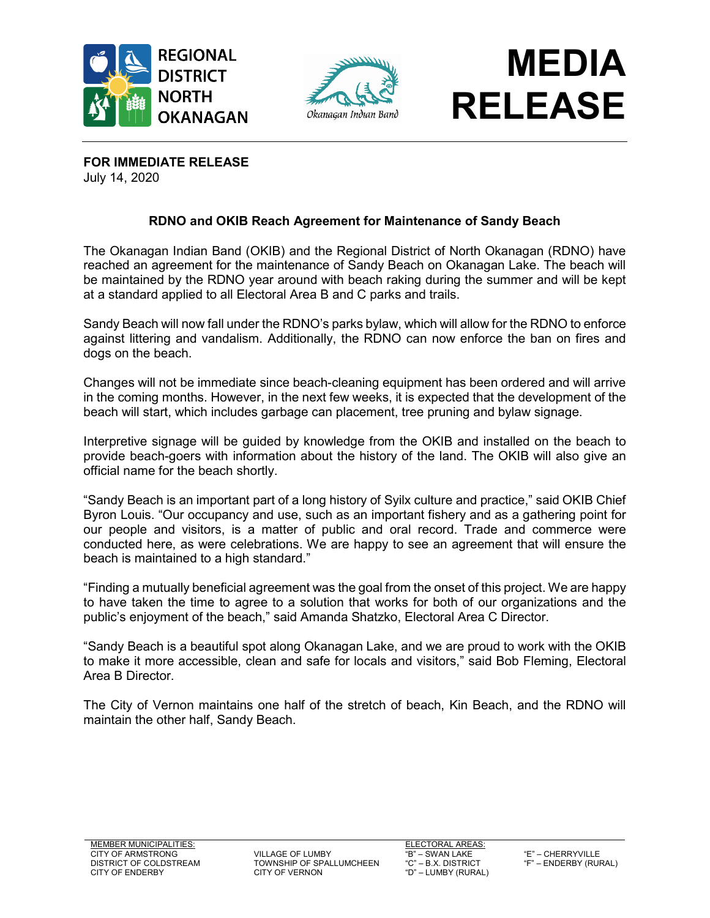REGIONAL DISTRICT NORTH OKANAGAN

Okanagan Indian Band

# MEDIA RELEASE

**FOR IMMEDIATE RELEASE**
July 14, 2020

**RDNO and OKIB Reach Agreement for Maintenance of Sandy Beach**

The Okanagan Indian Band (OKIB) and the Regional District of North Okanagan (RDNO) have reached an agreement for the maintenance of Sandy Beach on Okanagan Lake. The beach will be maintained by the RDNO year around with beach raking during the summer and will be kept at a standard applied to all Electoral Area B and C parks and trails.

Sandy Beach will now fall under the RDNO's parks bylaw, which will allow for the RDNO to enforce against littering and vandalism. Additionally, the RDNO can now enforce the ban on fires and dogs on the beach.

Changes will not be immediate since beach-cleaning equipment has been ordered and will arrive in the coming months. However, in the next few weeks, it is expected that the development of the beach will start, which includes garbage can placement, tree pruning and bylaw signage.

Interpretive signage will be guided by knowledge from the OKIB and installed on the beach to provide beach-goers with information about the history of the land. The OKIB will also give an official name for the beach shortly.

"Sandy Beach is an important part of a long history of Syilx culture and practice," said OKIB Chief Byron Louis. "Our occupancy and use, such as an important fishery and as a gathering point for our people and visitors, is a matter of public and oral record. Trade and commerce were conducted here, as were celebrations. We are happy to see an agreement that will ensure the beach is maintained to a high standard."

"Finding a mutually beneficial agreement was the goal from the onset of this project. We are happy to have taken the time to agree to a solution that works for both of our organizations and the public's enjoyment of the beach," said Amanda Shatzko, Electoral Area C Director.

"Sandy Beach is a beautiful spot along Okanagan Lake, and we are proud to work with the OKIB to make it more accessible, clean and safe for locals and visitors," said Bob Fleming, Electoral Area B Director.

The City of Vernon maintains one half of the stretch of beach, Kin Beach, and the RDNO will maintain the other half, Sandy Beach.

MEMBER MUNICIPALITIES:
CITY OF ARMSTRONG
DISTRICT OF COLDSTREAM
CITY OF ENDERBY
VILLAGE OF LUMBY
TOWNSHIP OF SPALLUMCHEEN
CITY OF VERNON

ELECTORAL AREAS:
"B" – SWAN LAKE
"C" – B.X. DISTRICT
"D" – LUMBY (RURAL)
"E" – CHERRYVILLE
"F" – ENDERBY (RURAL)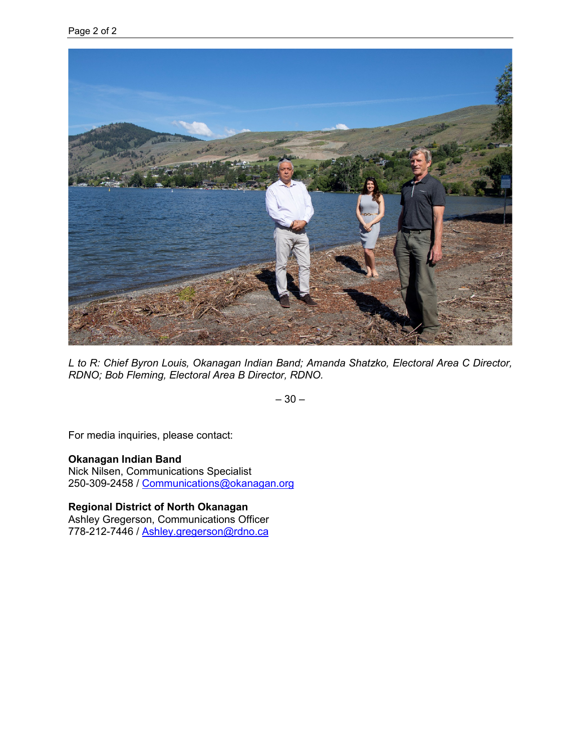*L to R: Chief Byron Louis, Okanagan Indian Band; Amanda Shatzko, Electoral Area C Director, RDNO; Bob Fleming, Electoral Area B Director, RDNO.*

– 30 –

For media inquiries, please contact:

**Okanagan Indian Band**
Nick Nilsen, Communications Specialist
250-309-2458 / Communications@okanagan.org

**Regional District of North Okanagan**
Ashley Gregerson, Communications Officer
778-212-7446 / Ashley.gregerson@rdno.ca